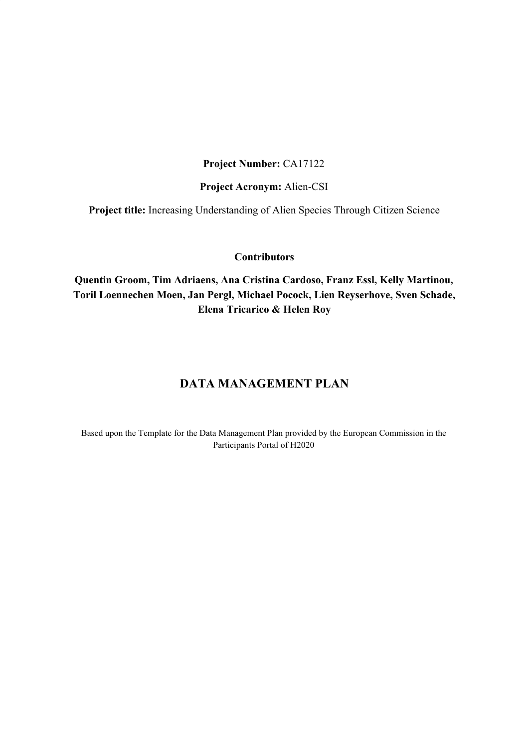**Project Number:** CA17122

**Project Acronym:** Alien-CSI

**Project title:** Increasing Understanding of Alien Species Through Citizen Science

**Contributors**

**Quentin Groom, Tim Adriaens, Ana Cristina Cardoso, Franz Essl, Kelly Martinou, Toril Loennechen Moen, Jan Pergl, Michael Pocock, Lien Reyserhove, Sven Schade, Elena Tricarico & Helen Roy**

# DATA MANAGEMENT PLAN

Based upon the Template for the Data Management Plan provided by the European Commission in the Participants Portal of H2020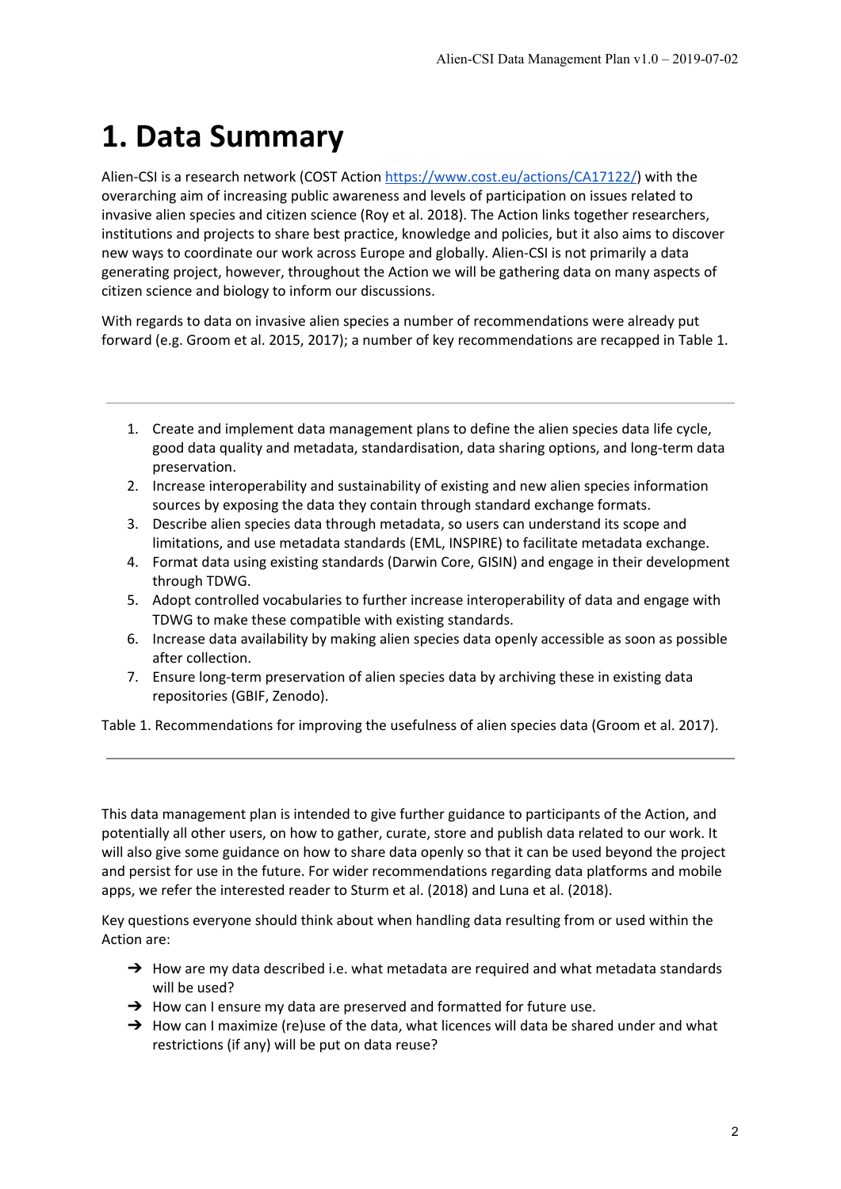# 1. Data Summary

Alien-CSI is a research network (COST Action [https://www.cost.eu/actions/CA17122/](https://www.cost.eu/actions/CA17122/)) with the overarching aim of increasing public awareness and levels of participation on issues related to invasive alien species and citizen science (Roy et al. 2018). The Action links together researchers, institutions and projects to share best practice, knowledge and policies, but it also aims to discover new ways to coordinate our work across Europe and globally. Alien-CSI is not primarily a data generating project, however, throughout the Action we will be gathering data on many aspects of citizen science and biology to inform our discussions.

With regards to data on invasive alien species a number of recommendations were already put forward (e.g. Groom et al. 2015, 2017); a number of key recommendations are recapped in Table 1.

---

1. Create and implement data management plans to define the alien species data life cycle, good data quality and metadata, standardisation, data sharing options, and long-term data preservation.
2. Increase interoperability and sustainability of existing and new alien species information sources by exposing the data they contain through standard exchange formats.
3. Describe alien species data through metadata, so users can understand its scope and limitations, and use metadata standards (EML, INSPIRE) to facilitate metadata exchange.
4. Format data using existing standards (Darwin Core, GISIN) and engage in their development through TDWG.
5. Adopt controlled vocabularies to further increase interoperability of data and engage with TDWG to make these compatible with existing standards.
6. Increase data availability by making alien species data openly accessible as soon as possible after collection.
7. Ensure long-term preservation of alien species data by archiving these in existing data repositories (GBIF, Zenodo).

Table 1. Recommendations for improving the usefulness of alien species data (Groom et al. 2017).

---

This data management plan is intended to give further guidance to participants of the Action, and potentially all other users, on how to gather, curate, store and publish data related to our work. It will also give some guidance on how to share data openly so that it can be used beyond the project and persist for use in the future. For wider recommendations regarding data platforms and mobile apps, we refer the interested reader to Sturm et al. (2018) and Luna et al. (2018).

Key questions everyone should think about when handling data resulting from or used within the Action are:

- ➔ How are my data described i.e. what metadata are required and what metadata standards will be used?
- ➔ How can I ensure my data are preserved and formatted for future use.
- ➔ How can I maximize (re)use of the data, what licences will data be shared under and what restrictions (if any) will be put on data reuse?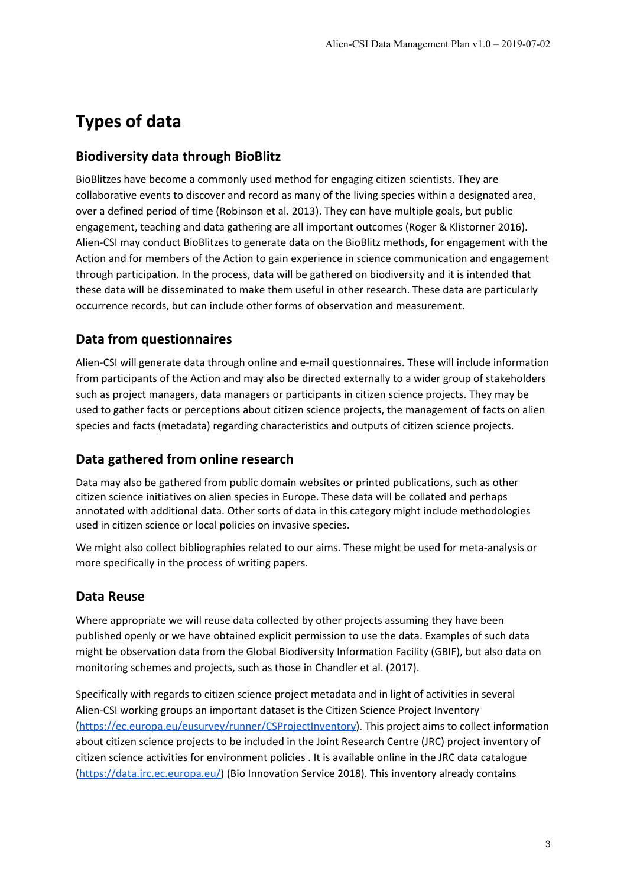# Types of data

## Biodiversity data through BioBlitz

BioBlitzes have become a commonly used method for engaging citizen scientists. They are collaborative events to discover and record as many of the living species within a designated area, over a defined period of time (Robinson et al. 2013). They can have multiple goals, but public engagement, teaching and data gathering are all important outcomes (Roger & Klistorner 2016). Alien-CSI may conduct BioBlitzes to generate data on the BioBlitz methods, for engagement with the Action and for members of the Action to gain experience in science communication and engagement through participation. In the process, data will be gathered on biodiversity and it is intended that these data will be disseminated to make them useful in other research. These data are particularly occurrence records, but can include other forms of observation and measurement.

## Data from questionnaires

Alien-CSI will generate data through online and e-mail questionnaires. These will include information from participants of the Action and may also be directed externally to a wider group of stakeholders such as project managers, data managers or participants in citizen science projects. They may be used to gather facts or perceptions about citizen science projects, the management of facts on alien species and facts (metadata) regarding characteristics and outputs of citizen science projects.

## Data gathered from online research

Data may also be gathered from public domain websites or printed publications, such as other citizen science initiatives on alien species in Europe. These data will be collated and perhaps annotated with additional data. Other sorts of data in this category might include methodologies used in citizen science or local policies on invasive species.

We might also collect bibliographies related to our aims. These might be used for meta-analysis or more specifically in the process of writing papers.

## Data Reuse

Where appropriate we will reuse data collected by other projects assuming they have been published openly or we have obtained explicit permission to use the data. Examples of such data might be observation data from the Global Biodiversity Information Facility (GBIF), but also data on monitoring schemes and projects, such as those in Chandler et al. (2017).

Specifically with regards to citizen science project metadata and in light of activities in several Alien-CSI working groups an important dataset is the Citizen Science Project Inventory (https://ec.europa.eu/eusurvey/runner/CSProjectInventory). This project aims to collect information about citizen science projects to be included in the Joint Research Centre (JRC) project inventory of citizen science activities for environment policies . It is available online in the JRC data catalogue (https://data.jrc.ec.europa.eu/) (Bio Innovation Service 2018). This inventory already contains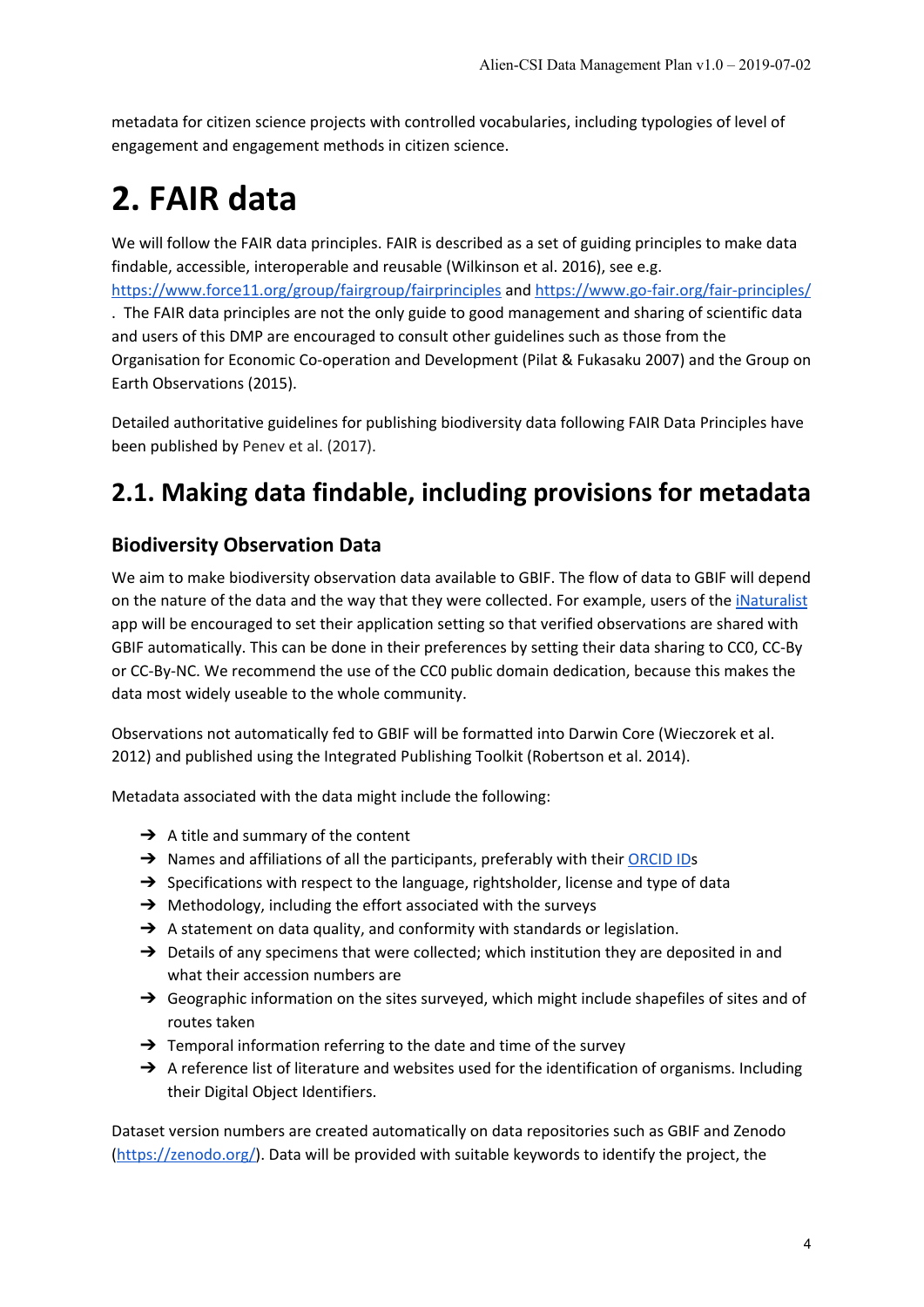metadata for citizen science projects with controlled vocabularies, including typologies of level of engagement and engagement methods in citizen science.

# 2. FAIR data

We will follow the FAIR data principles. FAIR is described as a set of guiding principles to make data findable, accessible, interoperable and reusable (Wilkinson et al. 2016), see e.g. [https://www.force11.org/group/fairgroup/fairprinciples](https://www.force11.org/group/fairgroup/fairprinciples) and [https://www.go-fair.org/fair-principles/](https://www.go-fair.org/fair-principles/) . The FAIR data principles are not the only guide to good management and sharing of scientific data and users of this DMP are encouraged to consult other guidelines such as those from the Organisation for Economic Co-operation and Development (Pilat & Fukasaku 2007) and the Group on Earth Observations (2015).

Detailed authoritative guidelines for publishing biodiversity data following FAIR Data Principles have been published by Penev et al. (2017).

## 2.1. Making data findable, including provisions for metadata

### Biodiversity Observation Data

We aim to make biodiversity observation data available to GBIF. The flow of data to GBIF will depend on the nature of the data and the way that they were collected. For example, users of the [iNaturalist](https://www.inaturalist.org/) app will be encouraged to set their application setting so that verified observations are shared with GBIF automatically. This can be done in their preferences by setting their data sharing to CC0, CC-By or CC-By-NC. We recommend the use of the CC0 public domain dedication, because this makes the data most widely useable to the whole community.

Observations not automatically fed to GBIF will be formatted into Darwin Core (Wieczorek et al. 2012) and published using the Integrated Publishing Toolkit (Robertson et al. 2014).

Metadata associated with the data might include the following:

- A title and summary of the content
- Names and affiliations of all the participants, preferably with their ORCID IDs
- Specifications with respect to the language, rightsholder, license and type of data
- Methodology, including the effort associated with the surveys
- A statement on data quality, and conformity with standards or legislation.
- Details of any specimens that were collected; which institution they are deposited in and what their accession numbers are
- Geographic information on the sites surveyed, which might include shapefiles of sites and of routes taken
- Temporal information referring to the date and time of the survey
- A reference list of literature and websites used for the identification of organisms. Including their Digital Object Identifiers.

Dataset version numbers are created automatically on data repositories such as GBIF and Zenodo ([https://zenodo.org/](https://zenodo.org/)). Data will be provided with suitable keywords to identify the project, the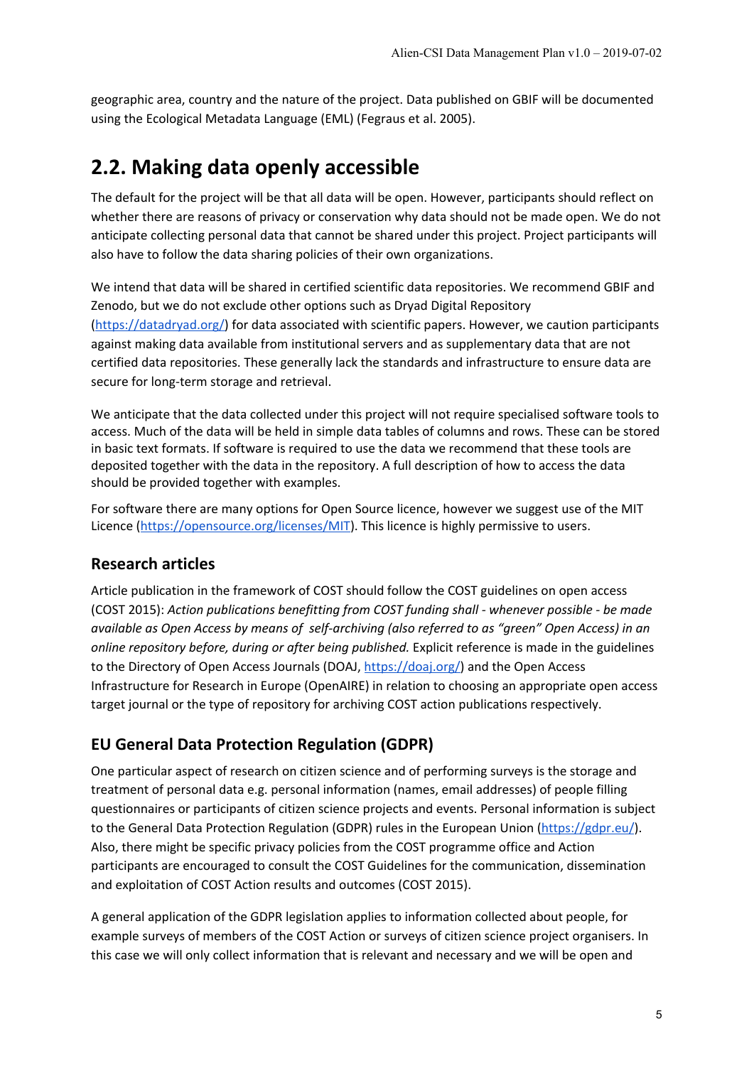geographic area, country and the nature of the project. Data published on GBIF will be documented using the Ecological Metadata Language (EML) (Fegraus et al. 2005).

## 2.2. Making data openly accessible

The default for the project will be that all data will be open. However, participants should reflect on whether there are reasons of privacy or conservation why data should not be made open. We do not anticipate collecting personal data that cannot be shared under this project. Project participants will also have to follow the data sharing policies of their own organizations.

We intend that data will be shared in certified scientific data repositories. We recommend GBIF and Zenodo, but we do not exclude other options such as Dryad Digital Repository (https://datadryad.org/) for data associated with scientific papers. However, we caution participants against making data available from institutional servers and as supplementary data that are not certified data repositories. These generally lack the standards and infrastructure to ensure data are secure for long-term storage and retrieval.

We anticipate that the data collected under this project will not require specialised software tools to access. Much of the data will be held in simple data tables of columns and rows. These can be stored in basic text formats. If software is required to use the data we recommend that these tools are deposited together with the data in the repository. A full description of how to access the data should be provided together with examples.

For software there are many options for Open Source licence, however we suggest use of the MIT Licence (https://opensource.org/licenses/MIT). This licence is highly permissive to users.

### Research articles

Article publication in the framework of COST should follow the COST guidelines on open access (COST 2015): *Action publications benefitting from COST funding shall - whenever possible - be made available as Open Access by means of self-archiving (also referred to as "green" Open Access) in an online repository before, during or after being published.* Explicit reference is made in the guidelines to the Directory of Open Access Journals (DOAJ, https://doaj.org/) and the Open Access Infrastructure for Research in Europe (OpenAIRE) in relation to choosing an appropriate open access target journal or the type of repository for archiving COST action publications respectively.

### EU General Data Protection Regulation (GDPR)

One particular aspect of research on citizen science and of performing surveys is the storage and treatment of personal data e.g. personal information (names, email addresses) of people filling questionnaires or participants of citizen science projects and events. Personal information is subject to the General Data Protection Regulation (GDPR) rules in the European Union (https://gdpr.eu/). Also, there might be specific privacy policies from the COST programme office and Action participants are encouraged to consult the COST Guidelines for the communication, dissemination and exploitation of COST Action results and outcomes (COST 2015).

A general application of the GDPR legislation applies to information collected about people, for example surveys of members of the COST Action or surveys of citizen science project organisers. In this case we will only collect information that is relevant and necessary and we will be open and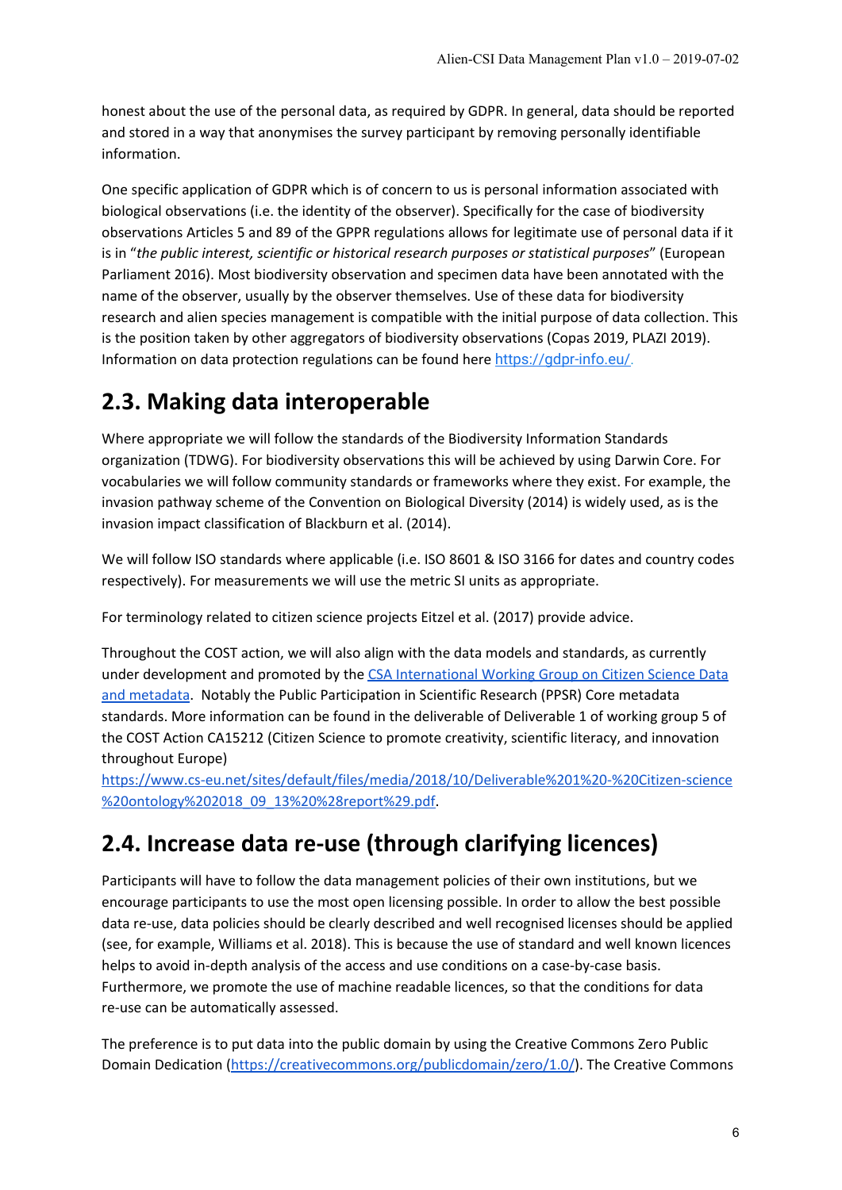honest about the use of the personal data, as required by GDPR. In general, data should be reported and stored in a way that anonymises the survey participant by removing personally identifiable information.

One specific application of GDPR which is of concern to us is personal information associated with biological observations (i.e. the identity of the observer). Specifically for the case of biodiversity observations Articles 5 and 89 of the GPPR regulations allows for legitimate use of personal data if it is in "*the public interest, scientific or historical research purposes or statistical purposes*" (European Parliament 2016). Most biodiversity observation and specimen data have been annotated with the name of the observer, usually by the observer themselves. Use of these data for biodiversity research and alien species management is compatible with the initial purpose of data collection. This is the position taken by other aggregators of biodiversity observations (Copas 2019, PLAZI 2019). Information on data protection regulations can be found here https://gdpr-info.eu/.

## 2.3. Making data interoperable

Where appropriate we will follow the standards of the Biodiversity Information Standards organization (TDWG). For biodiversity observations this will be achieved by using Darwin Core. For vocabularies we will follow community standards or frameworks where they exist. For example, the invasion pathway scheme of the Convention on Biological Diversity (2014) is widely used, as is the invasion impact classification of Blackburn et al. (2014).

We will follow ISO standards where applicable (i.e. ISO 8601 & ISO 3166 for dates and country codes respectively). For measurements we will use the metric SI units as appropriate.

For terminology related to citizen science projects Eitzel et al. (2017) provide advice.

Throughout the COST action, we will also align with the data models and standards, as currently under development and promoted by the CSA International Working Group on Citizen Science Data and metadata. Notably the Public Participation in Scientific Research (PPSR) Core metadata standards. More information can be found in the deliverable of Deliverable 1 of working group 5 of the COST Action CA15212 (Citizen Science to promote creativity, scientific literacy, and innovation throughout Europe) https://www.cs-eu.net/sites/default/files/media/2018/10/Deliverable%201%20-%20Citizen-science%20ontology%202018_09_13%20%28report%29.pdf.

## 2.4. Increase data re-use (through clarifying licences)

Participants will have to follow the data management policies of their own institutions, but we encourage participants to use the most open licensing possible. In order to allow the best possible data re-use, data policies should be clearly described and well recognised licenses should be applied (see, for example, Williams et al. 2018). This is because the use of standard and well known licences helps to avoid in-depth analysis of the access and use conditions on a case-by-case basis. Furthermore, we promote the use of machine readable licences, so that the conditions for data re-use can be automatically assessed.

The preference is to put data into the public domain by using the Creative Commons Zero Public Domain Dedication (https://creativecommons.org/publicdomain/zero/1.0/). The Creative Commons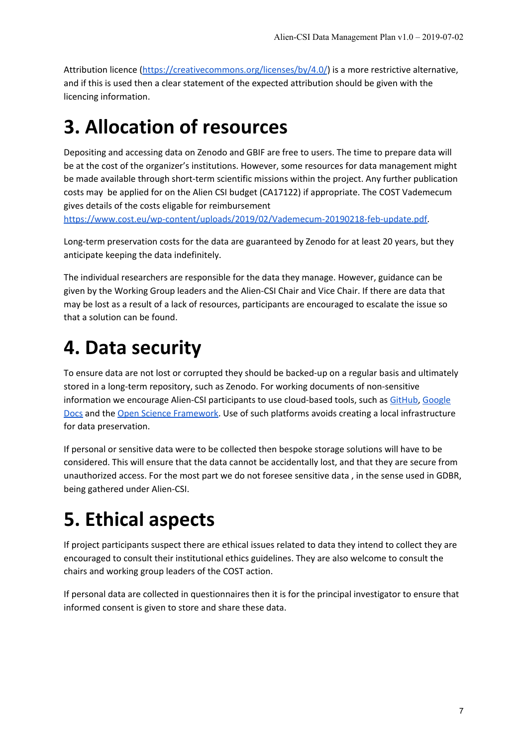Attribution licence (https://creativecommons.org/licenses/by/4.0/) is a more restrictive alternative, and if this is used then a clear statement of the expected attribution should be given with the licencing information.

# 3. Allocation of resources

Depositing and accessing data on Zenodo and GBIF are free to users. The time to prepare data will be at the cost of the organizer's institutions. However, some resources for data management might be made available through short-term scientific missions within the project. Any further publication costs may  be applied for on the Alien CSI budget (CA17122) if appropriate. The COST Vademecum gives details of the costs eligable for reimbursement https://www.cost.eu/wp-content/uploads/2019/02/Vademecum-20190218-feb-update.pdf.

Long-term preservation costs for the data are guaranteed by Zenodo for at least 20 years, but they anticipate keeping the data indefinitely.

The individual researchers are responsible for the data they manage. However, guidance can be given by the Working Group leaders and the Alien-CSI Chair and Vice Chair. If there are data that may be lost as a result of a lack of resources, participants are encouraged to escalate the issue so that a solution can be found.

# 4. Data security

To ensure data are not lost or corrupted they should be backed-up on a regular basis and ultimately stored in a long-term repository, such as Zenodo. For working documents of non-sensitive information we encourage Alien-CSI participants to use cloud-based tools, such as GitHub, Google Docs and the Open Science Framework. Use of such platforms avoids creating a local infrastructure for data preservation.

If personal or sensitive data were to be collected then bespoke storage solutions will have to be considered. This will ensure that the data cannot be accidentally lost, and that they are secure from unauthorized access. For the most part we do not foresee sensitive data , in the sense used in GDBR, being gathered under Alien-CSI.

# 5. Ethical aspects

If project participants suspect there are ethical issues related to data they intend to collect they are encouraged to consult their institutional ethics guidelines. They are also welcome to consult the chairs and working group leaders of the COST action.

If personal data are collected in questionnaires then it is for the principal investigator to ensure that informed consent is given to store and share these data.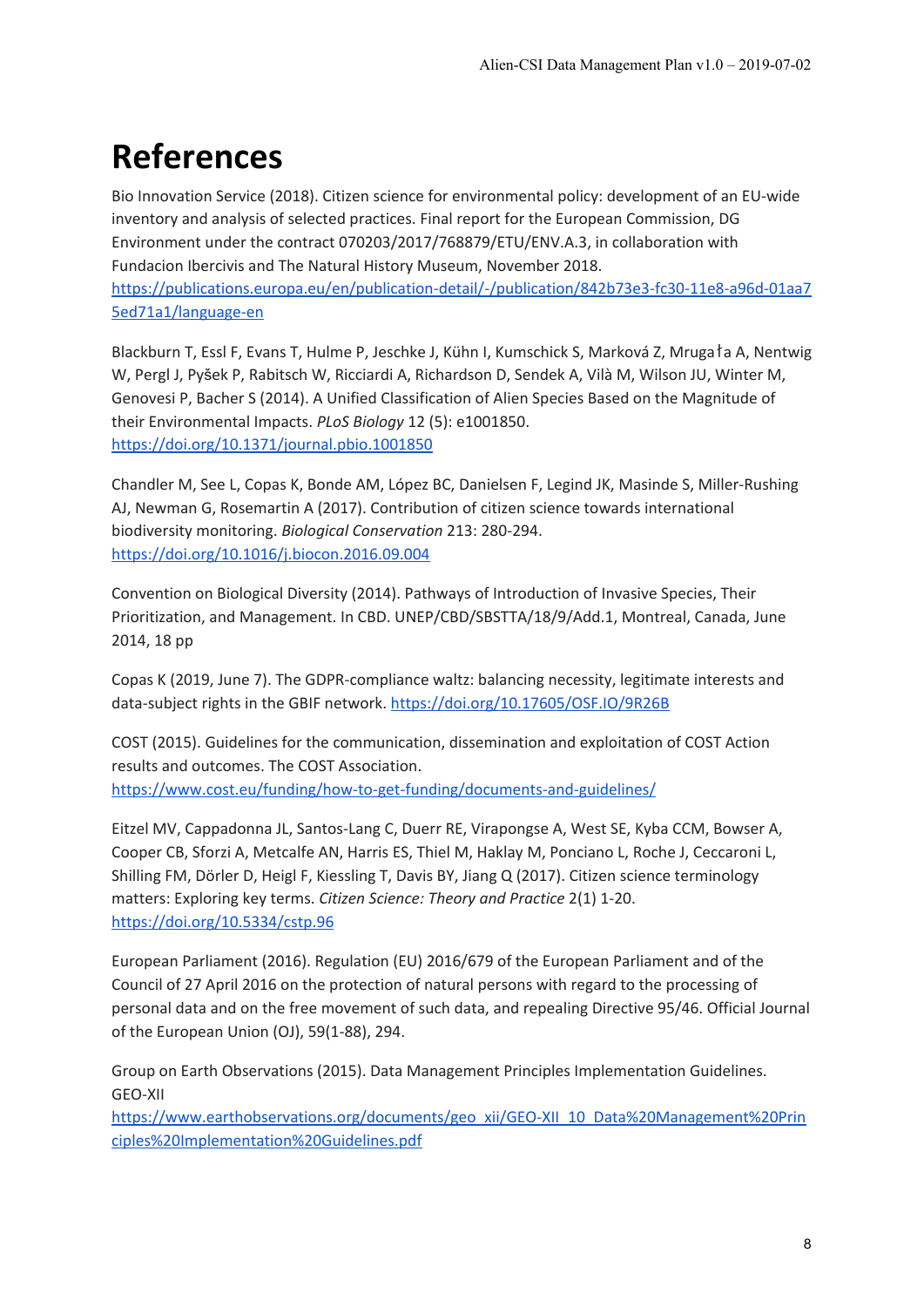# References

Bio Innovation Service (2018). Citizen science for environmental policy: development of an EU-wide inventory and analysis of selected practices. Final report for the European Commission, DG Environment under the contract 070203/2017/768879/ETU/ENV.A.3, in collaboration with Fundacion Ibercivis and The Natural History Museum, November 2018. https://publications.europa.eu/en/publication-detail/-/publication/842b73e3-fc30-11e8-a96d-01aa75ed71a1/language-en

Blackburn T, Essl F, Evans T, Hulme P, Jeschke J, Kühn I, Kumschick S, Marková Z, Mruga ła A, Nentwig W, Pergl J, Pyšek P, Rabitsch W, Ricciardi A, Richardson D, Sendek A, Vilà M, Wilson JU, Winter M, Genovesi P, Bacher S (2014). A Unified Classification of Alien Species Based on the Magnitude of their Environmental Impacts. *PLoS Biology* 12 (5): e1001850. https://doi.org/10.1371/journal.pbio.1001850

Chandler M, See L, Copas K, Bonde AM, López BC, Danielsen F, Legind JK, Masinde S, Miller-Rushing AJ, Newman G, Rosemartin A (2017). Contribution of citizen science towards international biodiversity monitoring. *Biological Conservation* 213: 280-294. https://doi.org/10.1016/j.biocon.2016.09.004

Convention on Biological Diversity (2014). Pathways of Introduction of Invasive Species, Their Prioritization, and Management. In CBD. UNEP/CBD/SBSTTA/18/9/Add.1, Montreal, Canada, June 2014, 18 pp

Copas K (2019, June 7). The GDPR-compliance waltz: balancing necessity, legitimate interests and data-subject rights in the GBIF network. https://doi.org/10.17605/OSF.IO/9R26B

COST (2015). Guidelines for the communication, dissemination and exploitation of COST Action results and outcomes. The COST Association. https://www.cost.eu/funding/how-to-get-funding/documents-and-guidelines/

Eitzel MV, Cappadonna JL, Santos-Lang C, Duerr RE, Virapongse A, West SE, Kyba CCM, Bowser A, Cooper CB, Sforzi A, Metcalfe AN, Harris ES, Thiel M, Haklay M, Ponciano L, Roche J, Ceccaroni L, Shilling FM, Dörler D, Heigl F, Kiessling T, Davis BY, Jiang Q (2017). Citizen science terminology matters: Exploring key terms. *Citizen Science: Theory and Practice* 2(1) 1-20. https://doi.org/10.5334/cstp.96

European Parliament (2016). Regulation (EU) 2016/679 of the European Parliament and of the Council of 27 April 2016 on the protection of natural persons with regard to the processing of personal data and on the free movement of such data, and repealing Directive 95/46. Official Journal of the European Union (OJ), 59(1-88), 294.

Group on Earth Observations (2015). Data Management Principles Implementation Guidelines. GEO-XII https://www.earthobservations.org/documents/geo_xii/GEO-XII_10_Data%20Management%20Principles%20Implementation%20Guidelines.pdf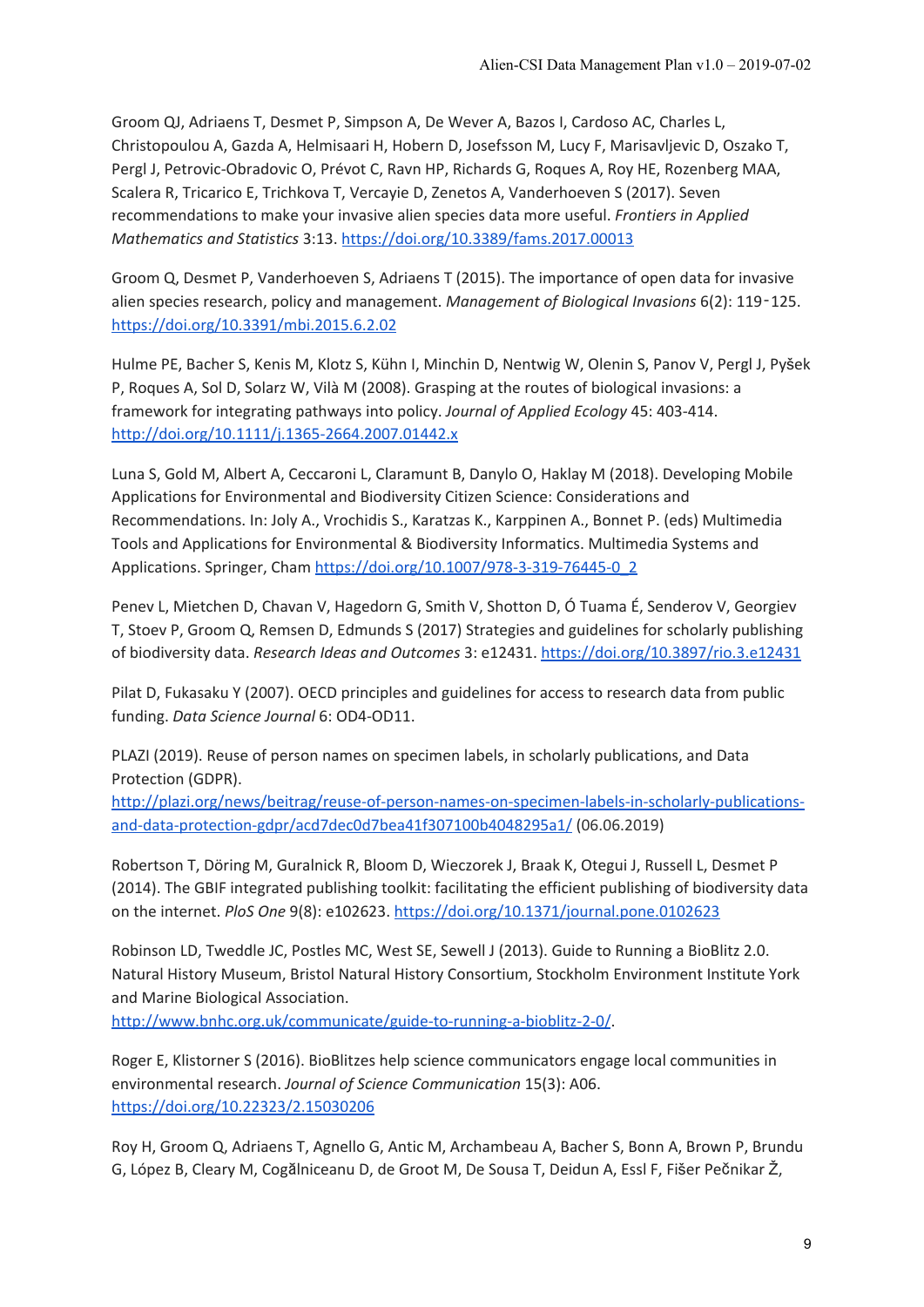Groom QJ, Adriaens T, Desmet P, Simpson A, De Wever A, Bazos I, Cardoso AC, Charles L, Christopoulou A, Gazda A, Helmisaari H, Hobern D, Josefsson M, Lucy F, Marisavljevic D, Oszako T, Pergl J, Petrovic-Obradovic O, Prévot C, Ravn HP, Richards G, Roques A, Roy HE, Rozenberg MAA, Scalera R, Tricarico E, Trichkova T, Vercayie D, Zenetos A, Vanderhoeven S (2017). Seven recommendations to make your invasive alien species data more useful. *Frontiers in Applied Mathematics and Statistics* 3:13. https://doi.org/10.3389/fams.2017.00013

Groom Q, Desmet P, Vanderhoeven S, Adriaens T (2015). The importance of open data for invasive alien species research, policy and management. *Management of Biological Invasions* 6(2): 119‑125. https://doi.org/10.3391/mbi.2015.6.2.02

Hulme PE, Bacher S, Kenis M, Klotz S, Kühn I, Minchin D, Nentwig W, Olenin S, Panov V, Pergl J, Pyšek P, Roques A, Sol D, Solarz W, Vilà M (2008). Grasping at the routes of biological invasions: a framework for integrating pathways into policy. *Journal of Applied Ecology* 45: 403-414. http://doi.org/10.1111/j.1365-2664.2007.01442.x

Luna S, Gold M, Albert A, Ceccaroni L, Claramunt B, Danylo O, Haklay M (2018). Developing Mobile Applications for Environmental and Biodiversity Citizen Science: Considerations and Recommendations. In: Joly A., Vrochidis S., Karatzas K., Karppinen A., Bonnet P. (eds) Multimedia Tools and Applications for Environmental & Biodiversity Informatics. Multimedia Systems and Applications. Springer, Cham https://doi.org/10.1007/978-3-319-76445-0_2

Penev L, Mietchen D, Chavan V, Hagedorn G, Smith V, Shotton D, Ó Tuama É, Senderov V, Georgiev T, Stoev P, Groom Q, Remsen D, Edmunds S (2017) Strategies and guidelines for scholarly publishing of biodiversity data. *Research Ideas and Outcomes* 3: e12431. https://doi.org/10.3897/rio.3.e12431

Pilat D, Fukasaku Y (2007). OECD principles and guidelines for access to research data from public funding. *Data Science Journal* 6: OD4-OD11.

PLAZI (2019). Reuse of person names on specimen labels, in scholarly publications, and Data Protection (GDPR). http://plazi.org/news/beitrag/reuse-of-person-names-on-specimen-labels-in-scholarly-publications-and-data-protection-gdpr/acd7dec0d7bea41f307100b4048295a1/ (06.06.2019)

Robertson T, Döring M, Guralnick R, Bloom D, Wieczorek J, Braak K, Otegui J, Russell L, Desmet P (2014). The GBIF integrated publishing toolkit: facilitating the efficient publishing of biodiversity data on the internet. *PloS One* 9(8): e102623. https://doi.org/10.1371/journal.pone.0102623

Robinson LD, Tweddle JC, Postles MC, West SE, Sewell J (2013). Guide to Running a BioBlitz 2.0. Natural History Museum, Bristol Natural History Consortium, Stockholm Environment Institute York and Marine Biological Association. http://www.bnhc.org.uk/communicate/guide-to-running-a-bioblitz-2-0/.

Roger E, Klistorner S (2016). BioBlitzes help science communicators engage local communities in environmental research. *Journal of Science Communication* 15(3): A06. https://doi.org/10.22323/2.15030206

Roy H, Groom Q, Adriaens T, Agnello G, Antic M, Archambeau A, Bacher S, Bonn A, Brown P, Brundu G, López B, Cleary M, Cogălniceanu D, de Groot M, De Sousa T, Deidun A, Essl F, Fišer Pečnikar Ž,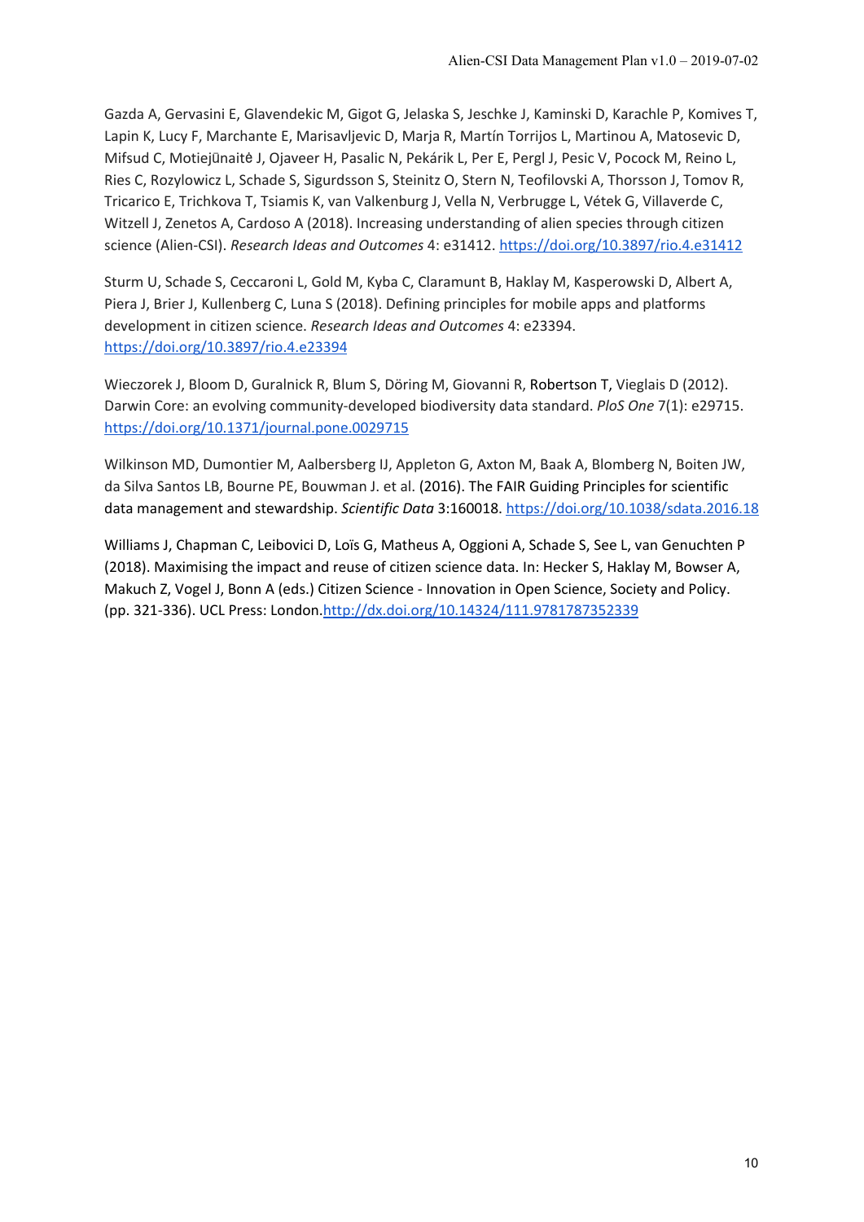Gazda A, Gervasini E, Glavendekic M, Gigot G, Jelaska S, Jeschke J, Kaminski D, Karachle P, Komives T, Lapin K, Lucy F, Marchante E, Marisavljevic D, Marja R, Martín Torrijos L, Martinou A, Matosevic D, Mifsud C, Motiejūnaitė J, Ojaveer H, Pasalic N, Pekárik L, Per E, Pergl J, Pesic V, Pocock M, Reino L, Ries C, Rozylowicz L, Schade S, Sigurdsson S, Steinitz O, Stern N, Teofilovski A, Thorsson J, Tomov R, Tricarico E, Trichkova T, Tsiamis K, van Valkenburg J, Vella N, Verbrugge L, Vétek G, Villaverde C, Witzell J, Zenetos A, Cardoso A (2018). Increasing understanding of alien species through citizen science (Alien-CSI). *Research Ideas and Outcomes* 4: e31412. https://doi.org/10.3897/rio.4.e31412

Sturm U, Schade S, Ceccaroni L, Gold M, Kyba C, Claramunt B, Haklay M, Kasperowski D, Albert A, Piera J, Brier J, Kullenberg C, Luna S (2018). Defining principles for mobile apps and platforms development in citizen science. *Research Ideas and Outcomes* 4: e23394. https://doi.org/10.3897/rio.4.e23394

Wieczorek J, Bloom D, Guralnick R, Blum S, Döring M, Giovanni R, Robertson T, Vieglais D (2012). Darwin Core: an evolving community-developed biodiversity data standard. *PloS One* 7(1): e29715. https://doi.org/10.1371/journal.pone.0029715

Wilkinson MD, Dumontier M, Aalbersberg IJ, Appleton G, Axton M, Baak A, Blomberg N, Boiten JW, da Silva Santos LB, Bourne PE, Bouwman J. et al. (2016). The FAIR Guiding Principles for scientific data management and stewardship. *Scientific Data* 3:160018. https://doi.org/10.1038/sdata.2016.18

Williams J, Chapman C, Leibovici D, Loïs G, Matheus A, Oggioni A, Schade S, See L, van Genuchten P (2018). Maximising the impact and reuse of citizen science data. In: Hecker S, Haklay M, Bowser A, Makuch Z, Vogel J, Bonn A (eds.) Citizen Science - Innovation in Open Science, Society and Policy. (pp. 321-336). UCL Press: London.http://dx.doi.org/10.14324/111.9781787352339